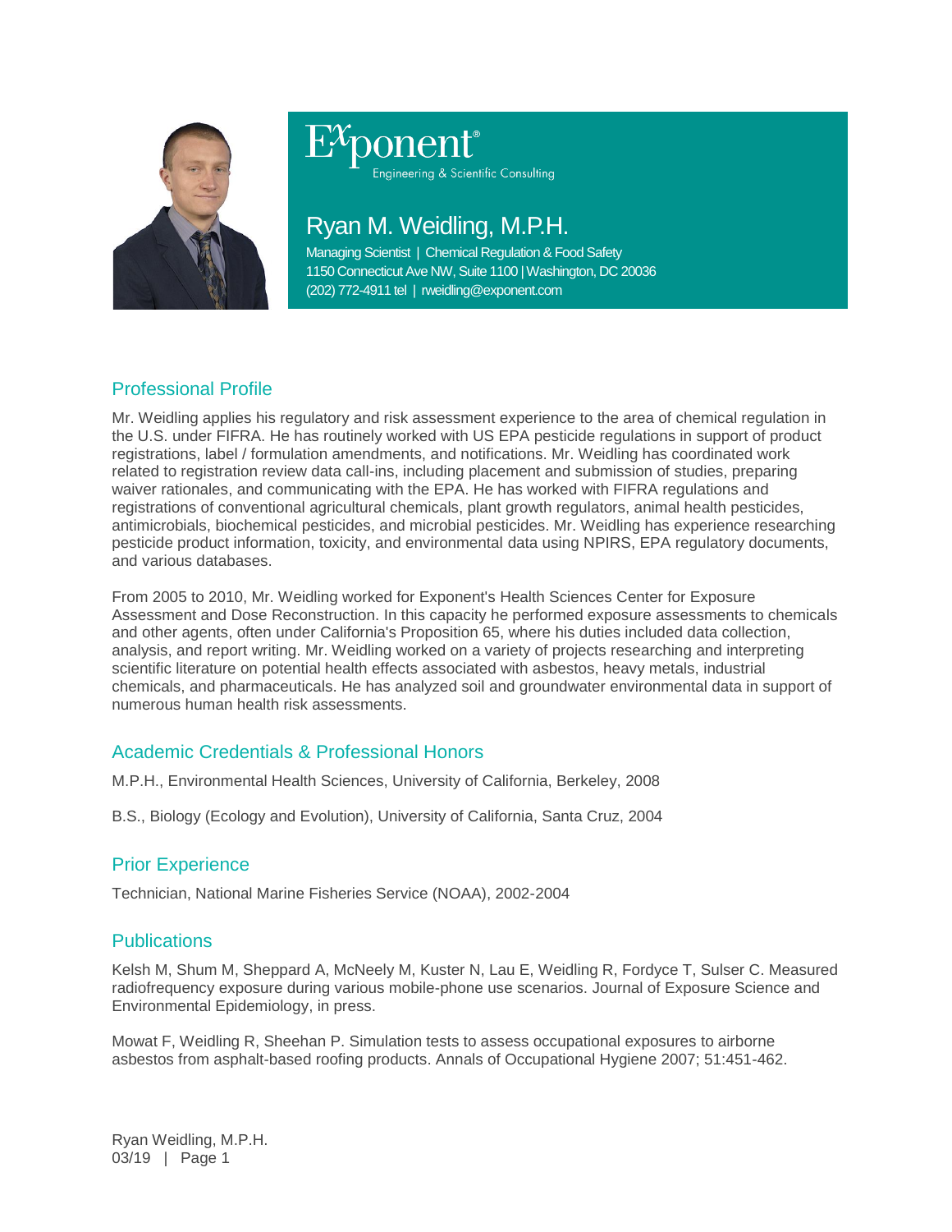Exponent®

Engineering & Scientific Consulting

# Ryan M. Weidling, M.P.H.

Managing Scientist | Chemical Regulation & Food Safety
1150 Connecticut Ave NW, Suite 1100 | Washington, DC 20036
(202) 772-4911 tel | rweidling@exponent.com

## Professional Profile

Mr. Weidling applies his regulatory and risk assessment experience to the area of chemical regulation in the U.S. under FIFRA. He has routinely worked with US EPA pesticide regulations in support of product registrations, label / formulation amendments, and notifications. Mr. Weidling has coordinated work related to registration review data call-ins, including placement and submission of studies, preparing waiver rationales, and communicating with the EPA. He has worked with FIFRA regulations and registrations of conventional agricultural chemicals, plant growth regulators, animal health pesticides, antimicrobials, biochemical pesticides, and microbial pesticides. Mr. Weidling has experience researching pesticide product information, toxicity, and environmental data using NPIRS, EPA regulatory documents, and various databases.

From 2005 to 2010, Mr. Weidling worked for Exponent's Health Sciences Center for Exposure Assessment and Dose Reconstruction. In this capacity he performed exposure assessments to chemicals and other agents, often under California's Proposition 65, where his duties included data collection, analysis, and report writing. Mr. Weidling worked on a variety of projects researching and interpreting scientific literature on potential health effects associated with asbestos, heavy metals, industrial chemicals, and pharmaceuticals. He has analyzed soil and groundwater environmental data in support of numerous human health risk assessments.

## Academic Credentials & Professional Honors

M.P.H., Environmental Health Sciences, University of California, Berkeley, 2008

B.S., Biology (Ecology and Evolution), University of California, Santa Cruz, 2004

## Prior Experience

Technician, National Marine Fisheries Service (NOAA), 2002-2004

## Publications

Kelsh M, Shum M, Sheppard A, McNeely M, Kuster N, Lau E, Weidling R, Fordyce T, Sulser C. Measured radiofrequency exposure during various mobile-phone use scenarios. Journal of Exposure Science and Environmental Epidemiology, in press.

Mowat F, Weidling R, Sheehan P. Simulation tests to assess occupational exposures to airborne asbestos from asphalt-based roofing products. Annals of Occupational Hygiene 2007; 51:451-462.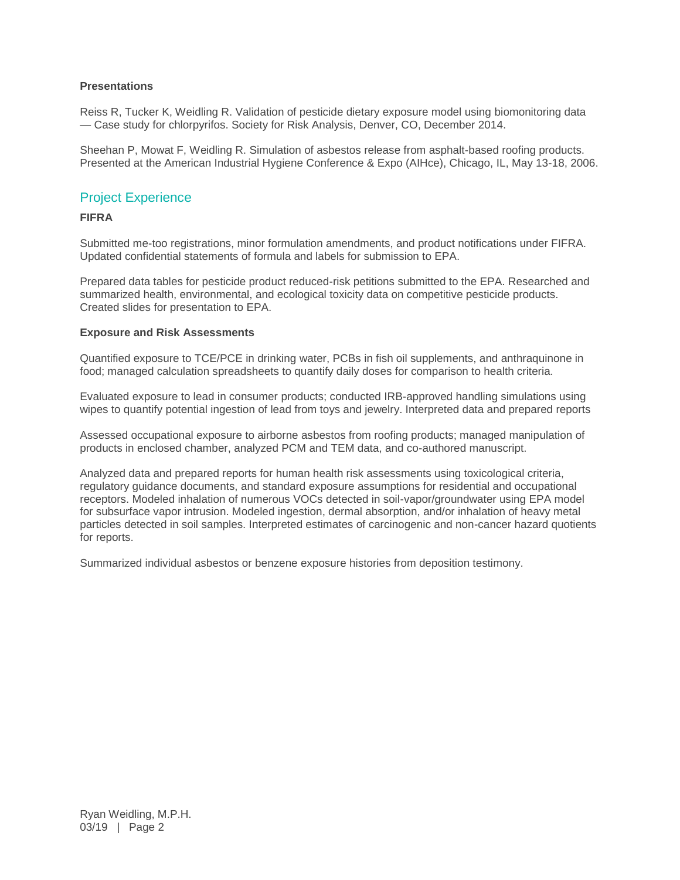**Presentations**

Reiss R, Tucker K, Weidling R. Validation of pesticide dietary exposure model using biomonitoring data — Case study for chlorpyrifos. Society for Risk Analysis, Denver, CO, December 2014.

Sheehan P, Mowat F, Weidling R. Simulation of asbestos release from asphalt-based roofing products. Presented at the American Industrial Hygiene Conference & Expo (AIHce), Chicago, IL, May 13-18, 2006.

## Project Experience

**FIFRA**

Submitted me-too registrations, minor formulation amendments, and product notifications under FIFRA. Updated confidential statements of formula and labels for submission to EPA.

Prepared data tables for pesticide product reduced-risk petitions submitted to the EPA. Researched and summarized health, environmental, and ecological toxicity data on competitive pesticide products. Created slides for presentation to EPA.

**Exposure and Risk Assessments**

Quantified exposure to TCE/PCE in drinking water, PCBs in fish oil supplements, and anthraquinone in food; managed calculation spreadsheets to quantify daily doses for comparison to health criteria.

Evaluated exposure to lead in consumer products; conducted IRB-approved handling simulations using wipes to quantify potential ingestion of lead from toys and jewelry. Interpreted data and prepared reports

Assessed occupational exposure to airborne asbestos from roofing products; managed manipulation of products in enclosed chamber, analyzed PCM and TEM data, and co-authored manuscript.

Analyzed data and prepared reports for human health risk assessments using toxicological criteria, regulatory guidance documents, and standard exposure assumptions for residential and occupational receptors. Modeled inhalation of numerous VOCs detected in soil-vapor/groundwater using EPA model for subsurface vapor intrusion. Modeled ingestion, dermal absorption, and/or inhalation of heavy metal particles detected in soil samples. Interpreted estimates of carcinogenic and non-cancer hazard quotients for reports.

Summarized individual asbestos or benzene exposure histories from deposition testimony.